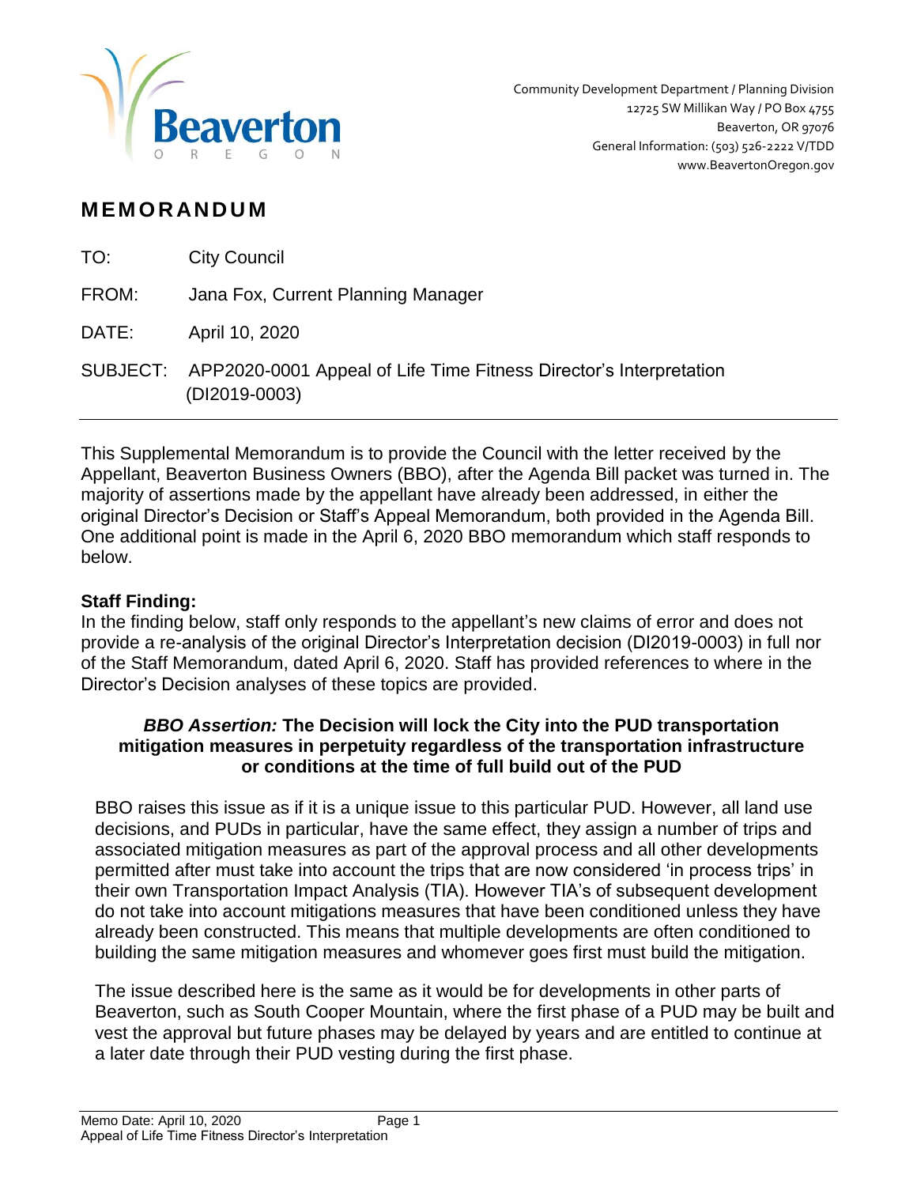Community Development Department / Planning Division
12725 SW Millikan Way / PO Box 4755
Beaverton, OR 97076
General Information: (503) 526-2222 V/TDD
www.BeavertonOregon.gov

# MEMORANDUM

TO: City Council

FROM: Jana Fox, Current Planning Manager

DATE: April 10, 2020

SUBJECT: APP2020-0001 Appeal of Life Time Fitness Director's Interpretation (DI2019-0003)

---

This Supplemental Memorandum is to provide the Council with the letter received by the Appellant, Beaverton Business Owners (BBO), after the Agenda Bill packet was turned in. The majority of assertions made by the appellant have already been addressed, in either the original Director's Decision or Staff's Appeal Memorandum, both provided in the Agenda Bill. One additional point is made in the April 6, 2020 BBO memorandum which staff responds to below.

**Staff Finding:**
In the finding below, staff only responds to the appellant's new claims of error and does not provide a re-analysis of the original Director's Interpretation decision (DI2019-0003) in full nor of the Staff Memorandum, dated April 6, 2020. Staff has provided references to where in the Director's Decision analyses of these topics are provided.

***BBO Assertion:*** **The Decision will lock the City into the PUD transportation mitigation measures in perpetuity regardless of the transportation infrastructure or conditions at the time of full build out of the PUD**

BBO raises this issue as if it is a unique issue to this particular PUD. However, all land use decisions, and PUDs in particular, have the same effect, they assign a number of trips and associated mitigation measures as part of the approval process and all other developments permitted after must take into account the trips that are now considered 'in process trips' in their own Transportation Impact Analysis (TIA). However TIA's of subsequent development do not take into account mitigations measures that have been conditioned unless they have already been constructed. This means that multiple developments are often conditioned to building the same mitigation measures and whomever goes first must build the mitigation.

The issue described here is the same as it would be for developments in other parts of Beaverton, such as South Cooper Mountain, where the first phase of a PUD may be built and vest the approval but future phases may be delayed by years and are entitled to continue at a later date through their PUD vesting during the first phase.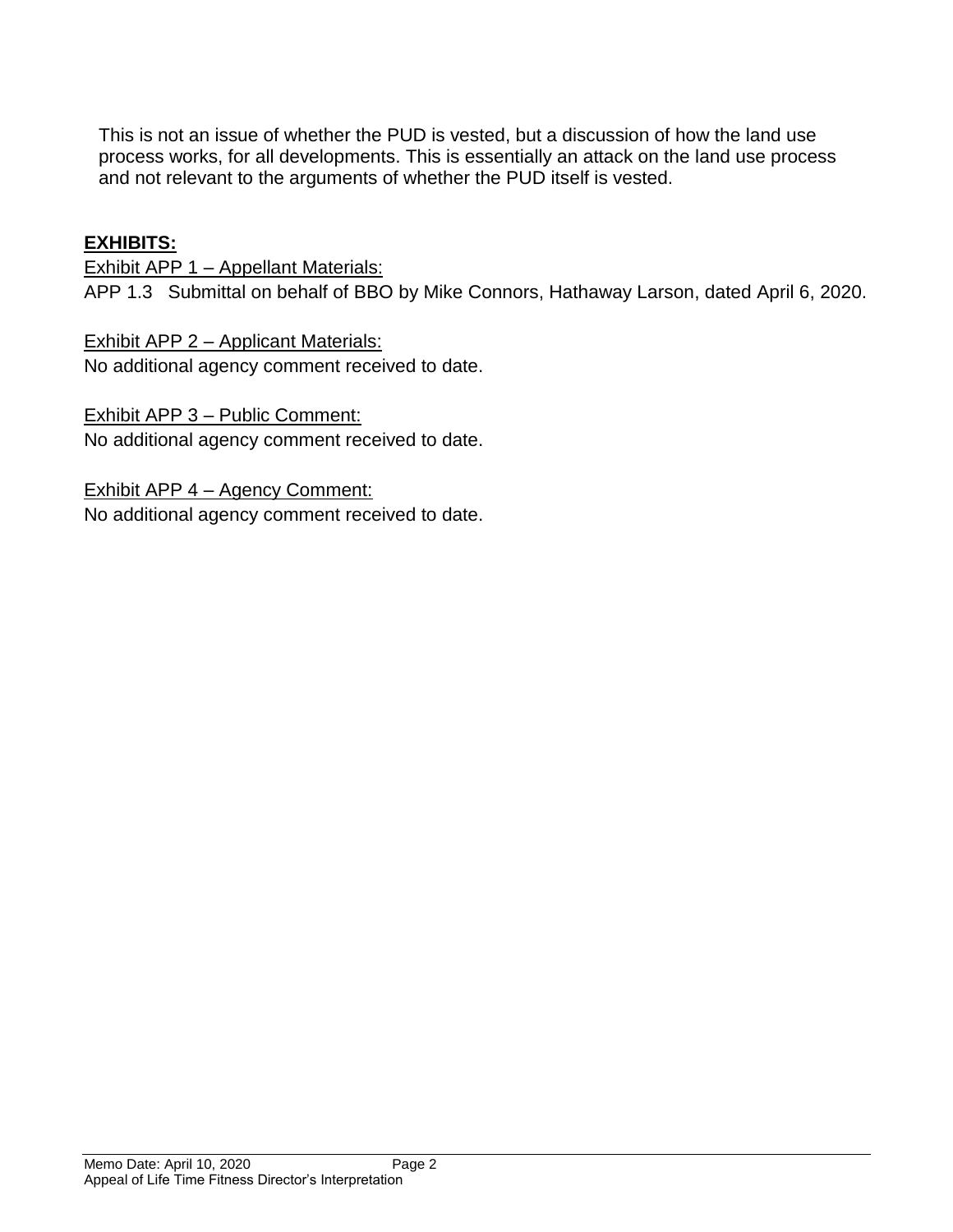This is not an issue of whether the PUD is vested, but a discussion of how the land use process works, for all developments. This is essentially an attack on the land use process and not relevant to the arguments of whether the PUD itself is vested.

**EXHIBITS:**

Exhibit APP 1 – Appellant Materials:
APP 1.3 Submittal on behalf of BBO by Mike Connors, Hathaway Larson, dated April 6, 2020.

Exhibit APP 2 – Applicant Materials:
No additional agency comment received to date.

Exhibit APP 3 – Public Comment:
No additional agency comment received to date.

Exhibit APP 4 – Agency Comment:
No additional agency comment received to date.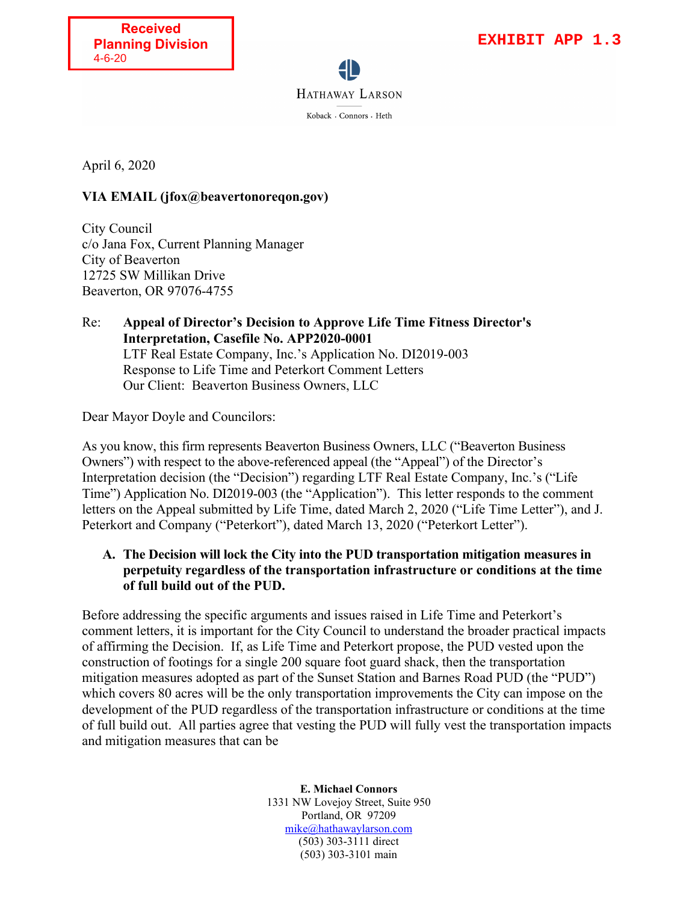Received
Planning Division
4-6-20

**EXHIBIT APP 1.3**

HATHAWAY LARSON

Koback · Connors · Heth

April 6, 2020

**VIA EMAIL (jfox@beavertonoreqon.gov)**

City Council
c/o Jana Fox, Current Planning Manager
City of Beaverton
12725 SW Millikan Drive
Beaverton, OR 97076-4755

Re: **Appeal of Director's Decision to Approve Life Time Fitness Director's Interpretation, Casefile No. APP2020-0001**
LTF Real Estate Company, Inc.'s Application No. DI2019-003
Response to Life Time and Peterkort Comment Letters
Our Client: Beaverton Business Owners, LLC

Dear Mayor Doyle and Councilors:

As you know, this firm represents Beaverton Business Owners, LLC ("Beaverton Business Owners") with respect to the above-referenced appeal (the "Appeal") of the Director's Interpretation decision (the "Decision") regarding LTF Real Estate Company, Inc.'s ("Life Time") Application No. DI2019-003 (the "Application"). This letter responds to the comment letters on the Appeal submitted by Life Time, dated March 2, 2020 ("Life Time Letter"), and J. Peterkort and Company ("Peterkort"), dated March 13, 2020 ("Peterkort Letter").

**A. The Decision will lock the City into the PUD transportation mitigation measures in perpetuity regardless of the transportation infrastructure or conditions at the time of full build out of the PUD.**

Before addressing the specific arguments and issues raised in Life Time and Peterkort's comment letters, it is important for the City Council to understand the broader practical impacts of affirming the Decision. If, as Life Time and Peterkort propose, the PUD vested upon the construction of footings for a single 200 square foot guard shack, then the transportation mitigation measures adopted as part of the Sunset Station and Barnes Road PUD (the "PUD") which covers 80 acres will be the only transportation improvements the City can impose on the development of the PUD regardless of the transportation infrastructure or conditions at the time of full build out. All parties agree that vesting the PUD will fully vest the transportation impacts and mitigation measures that can be

**E. Michael Connors**
1331 NW Lovejoy Street, Suite 950
Portland, OR 97209
mike@hathawaylarson.com
(503) 303-3111 direct
(503) 303-3101 main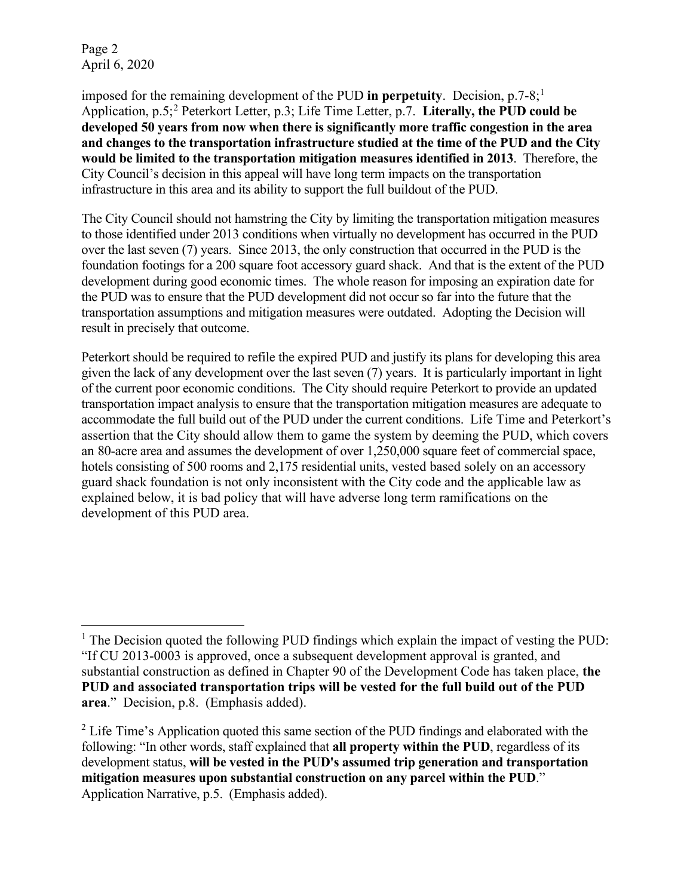imposed for the remaining development of the PUD **in perpetuity**. Decision, p.7-8;[1] Application, p.5;[2] Peterkort Letter, p.3; Life Time Letter, p.7. **Literally, the PUD could be developed 50 years from now when there is significantly more traffic congestion in the area and changes to the transportation infrastructure studied at the time of the PUD and the City would be limited to the transportation mitigation measures identified in 2013**. Therefore, the City Council's decision in this appeal will have long term impacts on the transportation infrastructure in this area and its ability to support the full buildout of the PUD.

The City Council should not hamstring the City by limiting the transportation mitigation measures to those identified under 2013 conditions when virtually no development has occurred in the PUD over the last seven (7) years. Since 2013, the only construction that occurred in the PUD is the foundation footings for a 200 square foot accessory guard shack. And that is the extent of the PUD development during good economic times. The whole reason for imposing an expiration date for the PUD was to ensure that the PUD development did not occur so far into the future that the transportation assumptions and mitigation measures were outdated. Adopting the Decision will result in precisely that outcome.

Peterkort should be required to refile the expired PUD and justify its plans for developing this area given the lack of any development over the last seven (7) years. It is particularly important in light of the current poor economic conditions. The City should require Peterkort to provide an updated transportation impact analysis to ensure that the transportation mitigation measures are adequate to accommodate the full build out of the PUD under the current conditions. Life Time and Peterkort's assertion that the City should allow them to game the system by deeming the PUD, which covers an 80-acre area and assumes the development of over 1,250,000 square feet of commercial space, hotels consisting of 500 rooms and 2,175 residential units, vested based solely on an accessory guard shack foundation is not only inconsistent with the City code and the applicable law as explained below, it is bad policy that will have adverse long term ramifications on the development of this PUD area.

---

[1] The Decision quoted the following PUD findings which explain the impact of vesting the PUD: "If CU 2013-0003 is approved, once a subsequent development approval is granted, and substantial construction as defined in Chapter 90 of the Development Code has taken place, **the PUD and associated transportation trips will be vested for the full build out of the PUD area**." Decision, p.8. (Emphasis added).

[2] Life Time's Application quoted this same section of the PUD findings and elaborated with the following: "In other words, staff explained that **all property within the PUD**, regardless of its development status, **will be vested in the PUD's assumed trip generation and transportation mitigation measures upon substantial construction on any parcel within the PUD**." Application Narrative, p.5. (Emphasis added).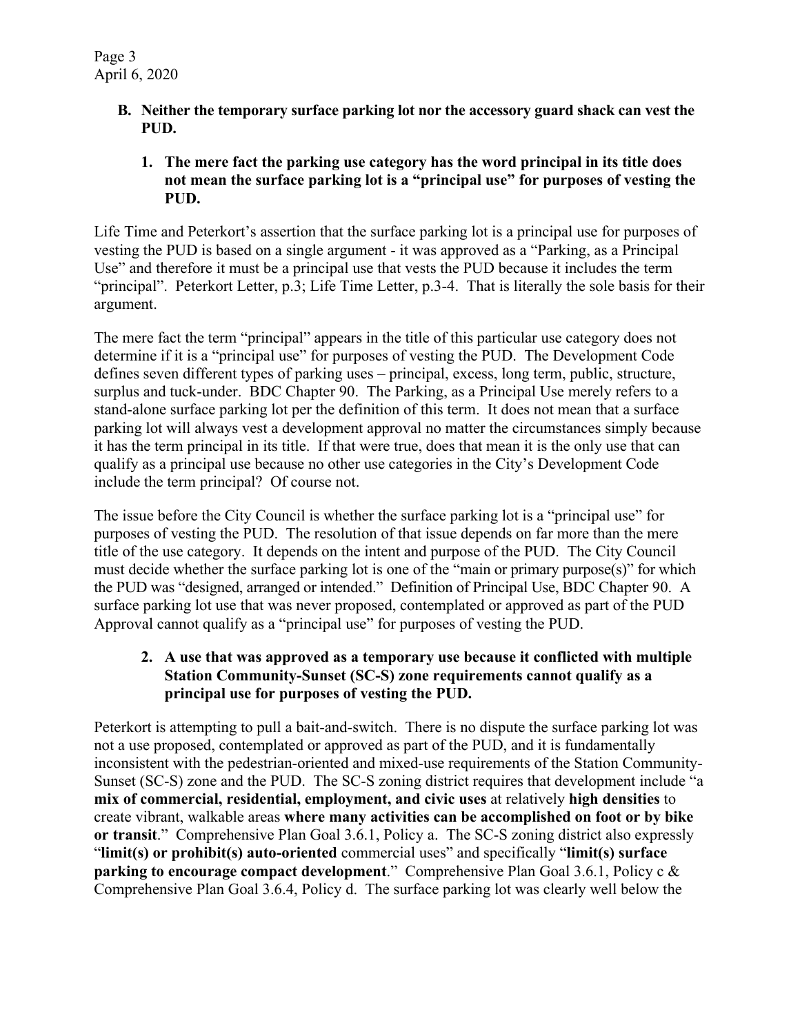**B. Neither the temporary surface parking lot nor the accessory guard shack can vest the PUD.**

**1. The mere fact the parking use category has the word principal in its title does not mean the surface parking lot is a "principal use" for purposes of vesting the PUD.**

Life Time and Peterkort's assertion that the surface parking lot is a principal use for purposes of vesting the PUD is based on a single argument - it was approved as a "Parking, as a Principal Use" and therefore it must be a principal use that vests the PUD because it includes the term "principal". Peterkort Letter, p.3; Life Time Letter, p.3-4. That is literally the sole basis for their argument.

The mere fact the term "principal" appears in the title of this particular use category does not determine if it is a "principal use" for purposes of vesting the PUD. The Development Code defines seven different types of parking uses – principal, excess, long term, public, structure, surplus and tuck-under. BDC Chapter 90. The Parking, as a Principal Use merely refers to a stand-alone surface parking lot per the definition of this term. It does not mean that a surface parking lot will always vest a development approval no matter the circumstances simply because it has the term principal in its title. If that were true, does that mean it is the only use that can qualify as a principal use because no other use categories in the City's Development Code include the term principal? Of course not.

The issue before the City Council is whether the surface parking lot is a "principal use" for purposes of vesting the PUD. The resolution of that issue depends on far more than the mere title of the use category. It depends on the intent and purpose of the PUD. The City Council must decide whether the surface parking lot is one of the "main or primary purpose(s)" for which the PUD was "designed, arranged or intended." Definition of Principal Use, BDC Chapter 90. A surface parking lot use that was never proposed, contemplated or approved as part of the PUD Approval cannot qualify as a "principal use" for purposes of vesting the PUD.

**2. A use that was approved as a temporary use because it conflicted with multiple Station Community-Sunset (SC-S) zone requirements cannot qualify as a principal use for purposes of vesting the PUD.**

Peterkort is attempting to pull a bait-and-switch. There is no dispute the surface parking lot was not a use proposed, contemplated or approved as part of the PUD, and it is fundamentally inconsistent with the pedestrian-oriented and mixed-use requirements of the Station Community-Sunset (SC-S) zone and the PUD. The SC-S zoning district requires that development include "a **mix of commercial, residential, employment, and civic uses** at relatively **high densities** to create vibrant, walkable areas **where many activities can be accomplished on foot or by bike or transit**." Comprehensive Plan Goal 3.6.1, Policy a. The SC-S zoning district also expressly "**limit(s) or prohibit(s) auto-oriented** commercial uses" and specifically "**limit(s) surface parking to encourage compact development**." Comprehensive Plan Goal 3.6.1, Policy c & Comprehensive Plan Goal 3.6.4, Policy d. The surface parking lot was clearly well below the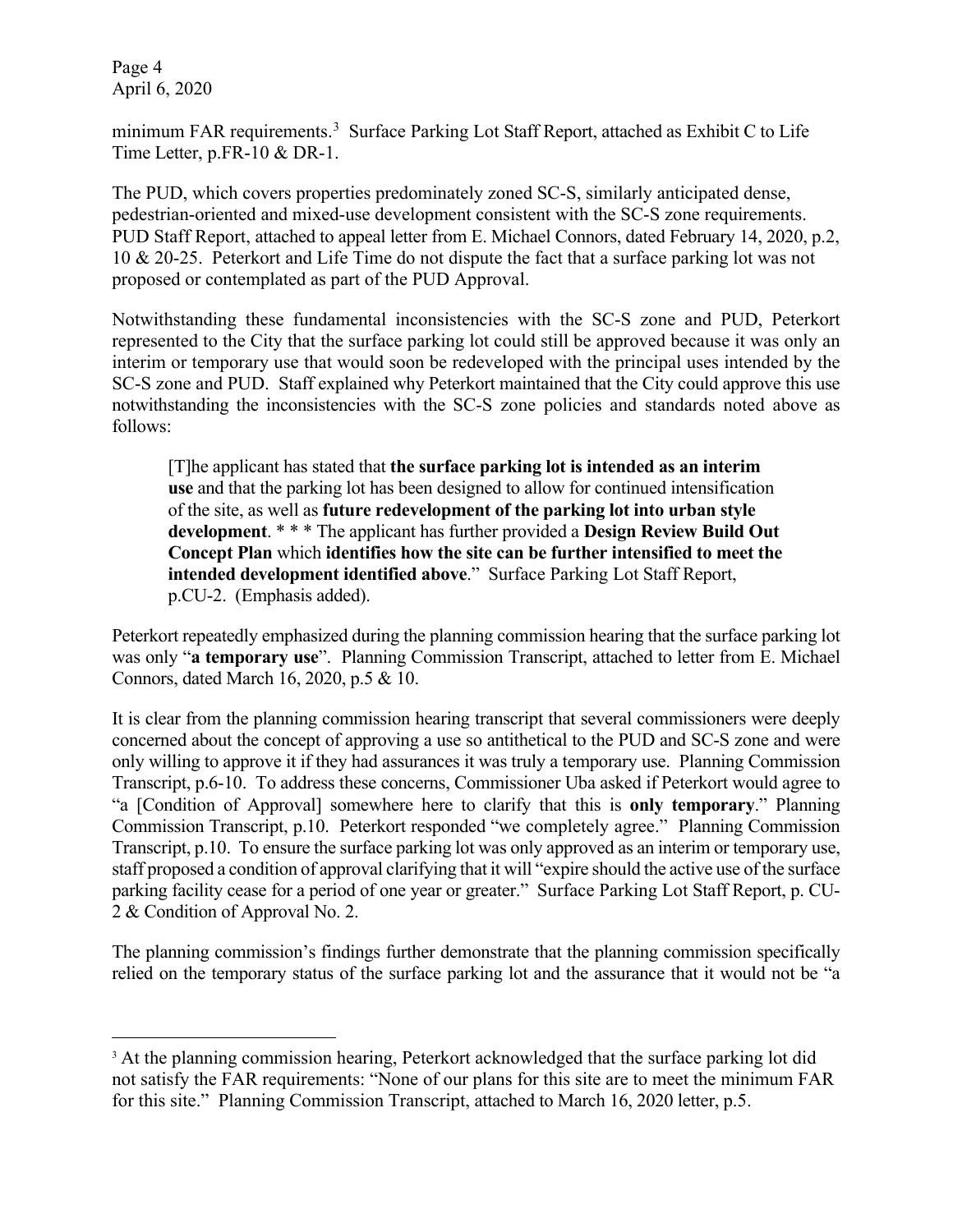minimum FAR requirements.[3] Surface Parking Lot Staff Report, attached as Exhibit C to Life Time Letter, p.FR-10 & DR-1.

The PUD, which covers properties predominately zoned SC-S, similarly anticipated dense, pedestrian-oriented and mixed-use development consistent with the SC-S zone requirements. PUD Staff Report, attached to appeal letter from E. Michael Connors, dated February 14, 2020, p.2, 10 & 20-25. Peterkort and Life Time do not dispute the fact that a surface parking lot was not proposed or contemplated as part of the PUD Approval.

Notwithstanding these fundamental inconsistencies with the SC-S zone and PUD, Peterkort represented to the City that the surface parking lot could still be approved because it was only an interim or temporary use that would soon be redeveloped with the principal uses intended by the SC-S zone and PUD. Staff explained why Peterkort maintained that the City could approve this use notwithstanding the inconsistencies with the SC-S zone policies and standards noted above as follows:

> [T]he applicant has stated that **the surface parking lot is intended as an interim use** and that the parking lot has been designed to allow for continued intensification of the site, as well as **future redevelopment of the parking lot into urban style development**. * * * The applicant has further provided a **Design Review Build Out Concept Plan** which **identifies how the site can be further intensified to meet the intended development identified above**." Surface Parking Lot Staff Report, p.CU-2. (Emphasis added).

Peterkort repeatedly emphasized during the planning commission hearing that the surface parking lot was only "**a temporary use**". Planning Commission Transcript, attached to letter from E. Michael Connors, dated March 16, 2020, p.5 & 10.

It is clear from the planning commission hearing transcript that several commissioners were deeply concerned about the concept of approving a use so antithetical to the PUD and SC-S zone and were only willing to approve it if they had assurances it was truly a temporary use. Planning Commission Transcript, p.6-10. To address these concerns, Commissioner Uba asked if Peterkort would agree to "a [Condition of Approval] somewhere here to clarify that this is **only temporary**." Planning Commission Transcript, p.10. Peterkort responded "we completely agree." Planning Commission Transcript, p.10. To ensure the surface parking lot was only approved as an interim or temporary use, staff proposed a condition of approval clarifying that it will "expire should the active use of the surface parking facility cease for a period of one year or greater." Surface Parking Lot Staff Report, p. CU-2 & Condition of Approval No. 2.

The planning commission's findings further demonstrate that the planning commission specifically relied on the temporary status of the surface parking lot and the assurance that it would not be "a

[3] At the planning commission hearing, Peterkort acknowledged that the surface parking lot did not satisfy the FAR requirements: "None of our plans for this site are to meet the minimum FAR for this site." Planning Commission Transcript, attached to March 16, 2020 letter, p.5.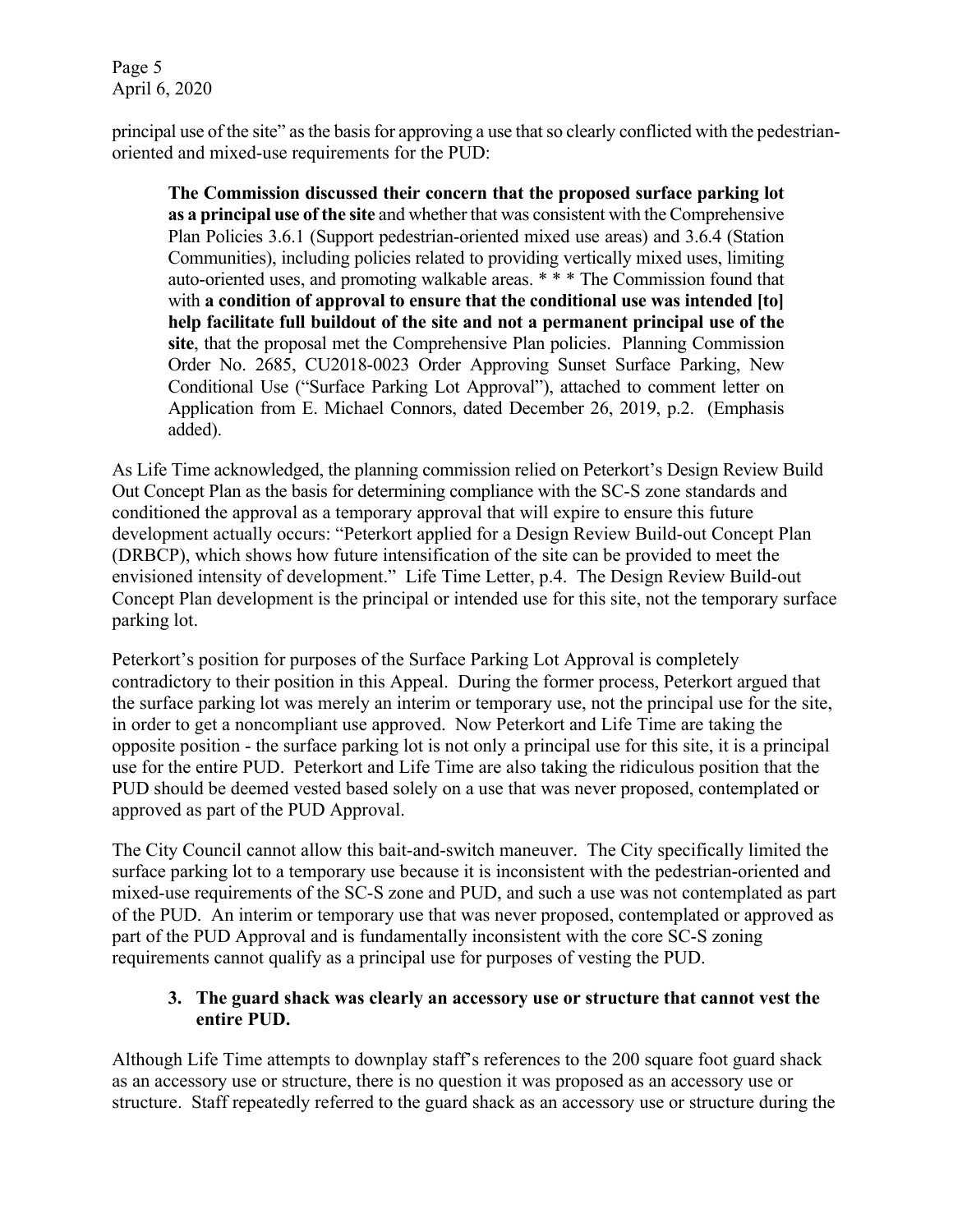principal use of the site" as the basis for approving a use that so clearly conflicted with the pedestrian-oriented and mixed-use requirements for the PUD:

> **The Commission discussed their concern that the proposed surface parking lot as a principal use of the site** and whether that was consistent with the Comprehensive Plan Policies 3.6.1 (Support pedestrian-oriented mixed use areas) and 3.6.4 (Station Communities), including policies related to providing vertically mixed uses, limiting auto-oriented uses, and promoting walkable areas. * * * The Commission found that with **a condition of approval to ensure that the conditional use was intended [to] help facilitate full buildout of the site and not a permanent principal use of the site**, that the proposal met the Comprehensive Plan policies. Planning Commission Order No. 2685, CU2018-0023 Order Approving Sunset Surface Parking, New Conditional Use ("Surface Parking Lot Approval"), attached to comment letter on Application from E. Michael Connors, dated December 26, 2019, p.2. (Emphasis added).

As Life Time acknowledged, the planning commission relied on Peterkort's Design Review Build Out Concept Plan as the basis for determining compliance with the SC-S zone standards and conditioned the approval as a temporary approval that will expire to ensure this future development actually occurs: "Peterkort applied for a Design Review Build-out Concept Plan (DRBCP), which shows how future intensification of the site can be provided to meet the envisioned intensity of development." Life Time Letter, p.4. The Design Review Build-out Concept Plan development is the principal or intended use for this site, not the temporary surface parking lot.

Peterkort's position for purposes of the Surface Parking Lot Approval is completely contradictory to their position in this Appeal. During the former process, Peterkort argued that the surface parking lot was merely an interim or temporary use, not the principal use for the site, in order to get a noncompliant use approved. Now Peterkort and Life Time are taking the opposite position - the surface parking lot is not only a principal use for this site, it is a principal use for the entire PUD. Peterkort and Life Time are also taking the ridiculous position that the PUD should be deemed vested based solely on a use that was never proposed, contemplated or approved as part of the PUD Approval.

The City Council cannot allow this bait-and-switch maneuver. The City specifically limited the surface parking lot to a temporary use because it is inconsistent with the pedestrian-oriented and mixed-use requirements of the SC-S zone and PUD, and such a use was not contemplated as part of the PUD. An interim or temporary use that was never proposed, contemplated or approved as part of the PUD Approval and is fundamentally inconsistent with the core SC-S zoning requirements cannot qualify as a principal use for purposes of vesting the PUD.

### 3. The guard shack was clearly an accessory use or structure that cannot vest the entire PUD.

Although Life Time attempts to downplay staff's references to the 200 square foot guard shack as an accessory use or structure, there is no question it was proposed as an accessory use or structure. Staff repeatedly referred to the guard shack as an accessory use or structure during the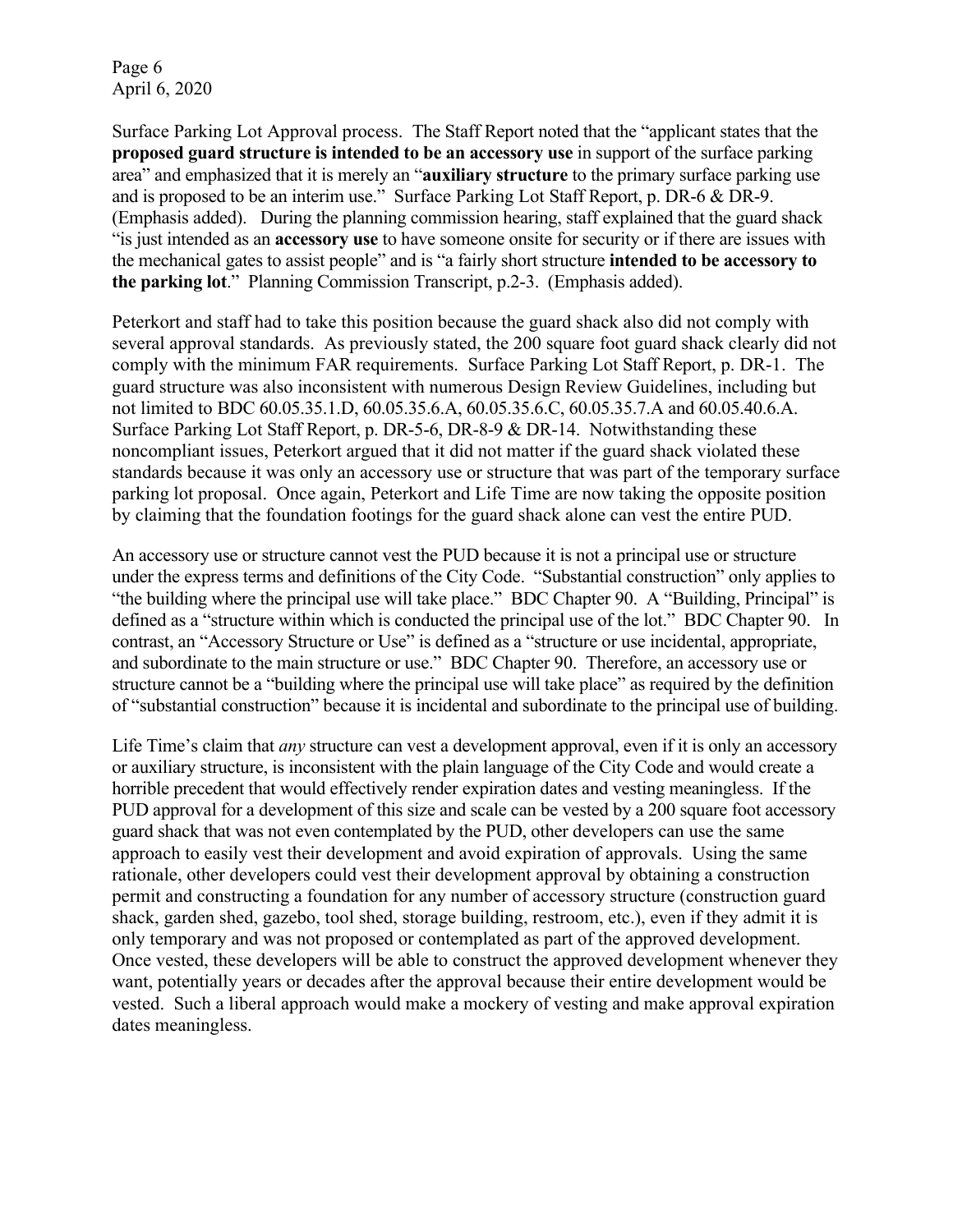Surface Parking Lot Approval process. The Staff Report noted that the "applicant states that the **proposed guard structure is intended to be an accessory use** in support of the surface parking area" and emphasized that it is merely an "**auxiliary structure** to the primary surface parking use and is proposed to be an interim use." Surface Parking Lot Staff Report, p. DR-6 & DR-9. (Emphasis added). During the planning commission hearing, staff explained that the guard shack "is just intended as an **accessory use** to have someone onsite for security or if there are issues with the mechanical gates to assist people" and is "a fairly short structure **intended to be accessory to the parking lot**." Planning Commission Transcript, p.2-3. (Emphasis added).

Peterkort and staff had to take this position because the guard shack also did not comply with several approval standards. As previously stated, the 200 square foot guard shack clearly did not comply with the minimum FAR requirements. Surface Parking Lot Staff Report, p. DR-1. The guard structure was also inconsistent with numerous Design Review Guidelines, including but not limited to BDC 60.05.35.1.D, 60.05.35.6.A, 60.05.35.6.C, 60.05.35.7.A and 60.05.40.6.A. Surface Parking Lot Staff Report, p. DR-5-6, DR-8-9 & DR-14. Notwithstanding these noncompliant issues, Peterkort argued that it did not matter if the guard shack violated these standards because it was only an accessory use or structure that was part of the temporary surface parking lot proposal. Once again, Peterkort and Life Time are now taking the opposite position by claiming that the foundation footings for the guard shack alone can vest the entire PUD.

An accessory use or structure cannot vest the PUD because it is not a principal use or structure under the express terms and definitions of the City Code. "Substantial construction" only applies to "the building where the principal use will take place." BDC Chapter 90. A "Building, Principal" is defined as a "structure within which is conducted the principal use of the lot." BDC Chapter 90. In contrast, an "Accessory Structure or Use" is defined as a "structure or use incidental, appropriate, and subordinate to the main structure or use." BDC Chapter 90. Therefore, an accessory use or structure cannot be a "building where the principal use will take place" as required by the definition of "substantial construction" because it is incidental and subordinate to the principal use of building.

Life Time's claim that *any* structure can vest a development approval, even if it is only an accessory or auxiliary structure, is inconsistent with the plain language of the City Code and would create a horrible precedent that would effectively render expiration dates and vesting meaningless. If the PUD approval for a development of this size and scale can be vested by a 200 square foot accessory guard shack that was not even contemplated by the PUD, other developers can use the same approach to easily vest their development and avoid expiration of approvals. Using the same rationale, other developers could vest their development approval by obtaining a construction permit and constructing a foundation for any number of accessory structure (construction guard shack, garden shed, gazebo, tool shed, storage building, restroom, etc.), even if they admit it is only temporary and was not proposed or contemplated as part of the approved development. Once vested, these developers will be able to construct the approved development whenever they want, potentially years or decades after the approval because their entire development would be vested. Such a liberal approach would make a mockery of vesting and make approval expiration dates meaningless.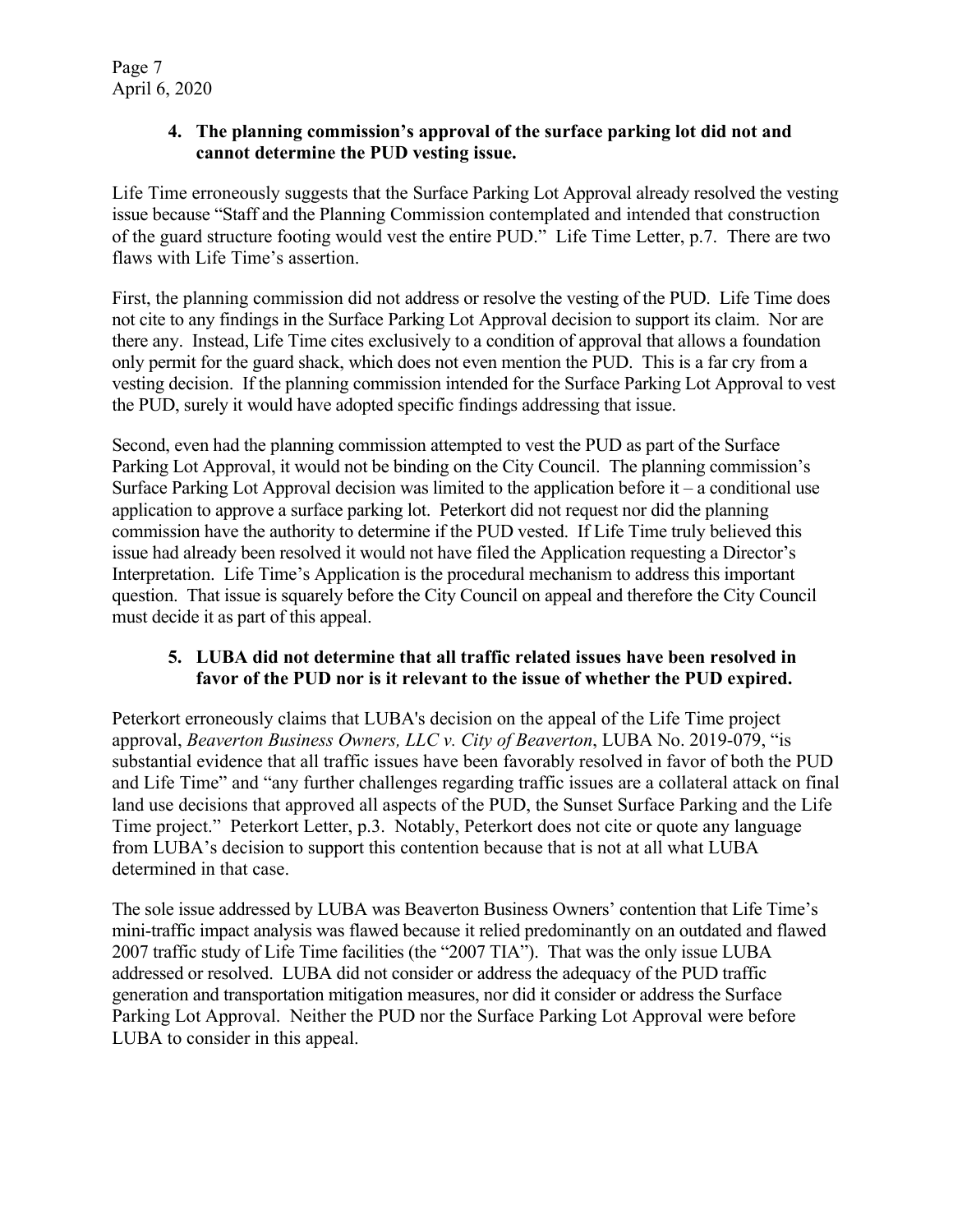**4. The planning commission's approval of the surface parking lot did not and cannot determine the PUD vesting issue.**

Life Time erroneously suggests that the Surface Parking Lot Approval already resolved the vesting issue because "Staff and the Planning Commission contemplated and intended that construction of the guard structure footing would vest the entire PUD." Life Time Letter, p.7. There are two flaws with Life Time's assertion.

First, the planning commission did not address or resolve the vesting of the PUD. Life Time does not cite to any findings in the Surface Parking Lot Approval decision to support its claim. Nor are there any. Instead, Life Time cites exclusively to a condition of approval that allows a foundation only permit for the guard shack, which does not even mention the PUD. This is a far cry from a vesting decision. If the planning commission intended for the Surface Parking Lot Approval to vest the PUD, surely it would have adopted specific findings addressing that issue.

Second, even had the planning commission attempted to vest the PUD as part of the Surface Parking Lot Approval, it would not be binding on the City Council. The planning commission's Surface Parking Lot Approval decision was limited to the application before it – a conditional use application to approve a surface parking lot. Peterkort did not request nor did the planning commission have the authority to determine if the PUD vested. If Life Time truly believed this issue had already been resolved it would not have filed the Application requesting a Director's Interpretation. Life Time's Application is the procedural mechanism to address this important question. That issue is squarely before the City Council on appeal and therefore the City Council must decide it as part of this appeal.

**5. LUBA did not determine that all traffic related issues have been resolved in favor of the PUD nor is it relevant to the issue of whether the PUD expired.**

Peterkort erroneously claims that LUBA's decision on the appeal of the Life Time project approval, *Beaverton Business Owners, LLC v. City of Beaverton*, LUBA No. 2019-079, "is substantial evidence that all traffic issues have been favorably resolved in favor of both the PUD and Life Time" and "any further challenges regarding traffic issues are a collateral attack on final land use decisions that approved all aspects of the PUD, the Sunset Surface Parking and the Life Time project." Peterkort Letter, p.3. Notably, Peterkort does not cite or quote any language from LUBA's decision to support this contention because that is not at all what LUBA determined in that case.

The sole issue addressed by LUBA was Beaverton Business Owners' contention that Life Time's mini-traffic impact analysis was flawed because it relied predominantly on an outdated and flawed 2007 traffic study of Life Time facilities (the "2007 TIA"). That was the only issue LUBA addressed or resolved. LUBA did not consider or address the adequacy of the PUD traffic generation and transportation mitigation measures, nor did it consider or address the Surface Parking Lot Approval. Neither the PUD nor the Surface Parking Lot Approval were before LUBA to consider in this appeal.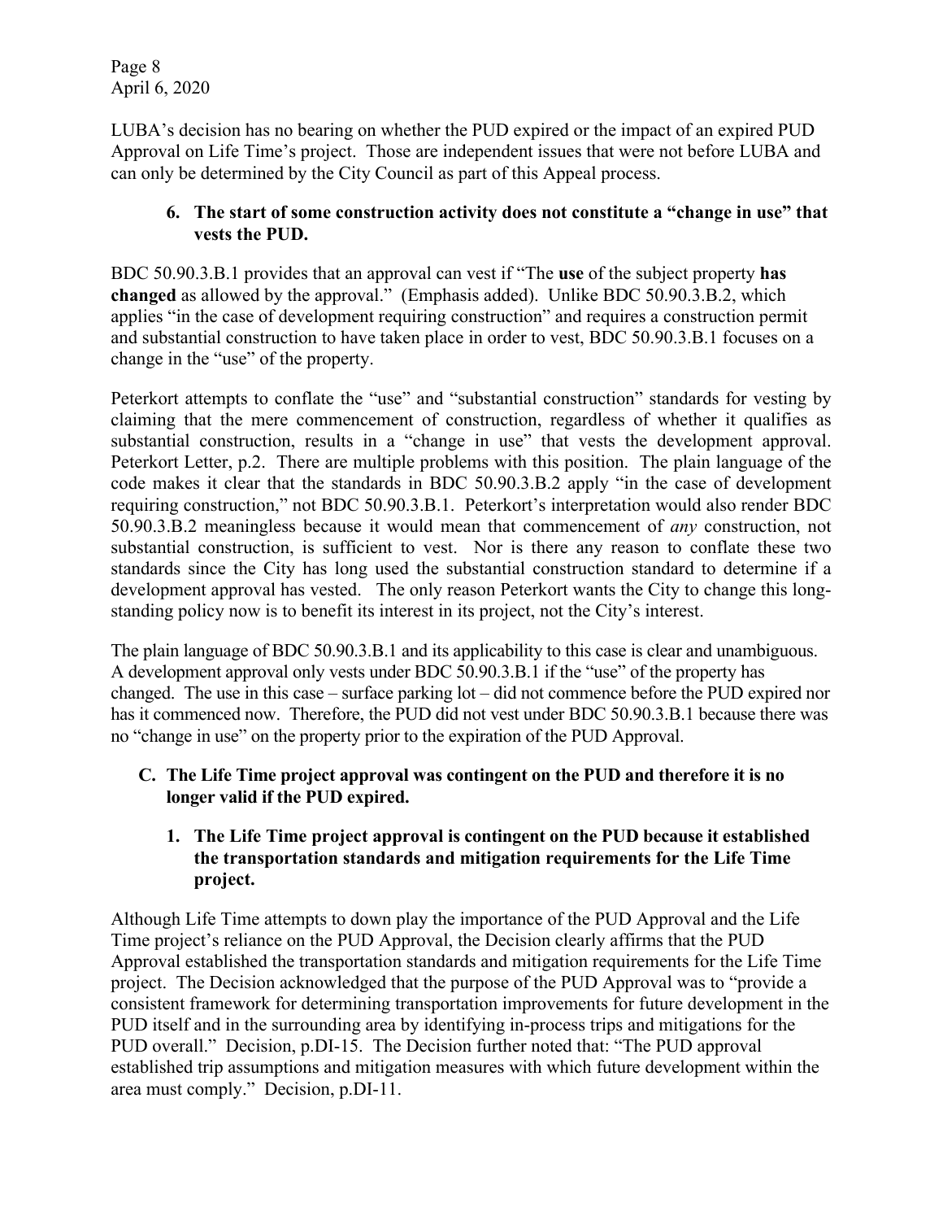LUBA's decision has no bearing on whether the PUD expired or the impact of an expired PUD Approval on Life Time's project. Those are independent issues that were not before LUBA and can only be determined by the City Council as part of this Appeal process.

**6. The start of some construction activity does not constitute a "change in use" that vests the PUD.**

BDC 50.90.3.B.1 provides that an approval can vest if "The **use** of the subject property **has changed** as allowed by the approval." (Emphasis added). Unlike BDC 50.90.3.B.2, which applies "in the case of development requiring construction" and requires a construction permit and substantial construction to have taken place in order to vest, BDC 50.90.3.B.1 focuses on a change in the "use" of the property.

Peterkort attempts to conflate the "use" and "substantial construction" standards for vesting by claiming that the mere commencement of construction, regardless of whether it qualifies as substantial construction, results in a "change in use" that vests the development approval. Peterkort Letter, p.2. There are multiple problems with this position. The plain language of the code makes it clear that the standards in BDC 50.90.3.B.2 apply "in the case of development requiring construction," not BDC 50.90.3.B.1. Peterkort's interpretation would also render BDC 50.90.3.B.2 meaningless because it would mean that commencement of *any* construction, not substantial construction, is sufficient to vest. Nor is there any reason to conflate these two standards since the City has long used the substantial construction standard to determine if a development approval has vested. The only reason Peterkort wants the City to change this long-standing policy now is to benefit its interest in its project, not the City's interest.

The plain language of BDC 50.90.3.B.1 and its applicability to this case is clear and unambiguous. A development approval only vests under BDC 50.90.3.B.1 if the "use" of the property has changed. The use in this case – surface parking lot – did not commence before the PUD expired nor has it commenced now. Therefore, the PUD did not vest under BDC 50.90.3.B.1 because there was no "change in use" on the property prior to the expiration of the PUD Approval.

**C. The Life Time project approval was contingent on the PUD and therefore it is no longer valid if the PUD expired.**

**1. The Life Time project approval is contingent on the PUD because it established the transportation standards and mitigation requirements for the Life Time project.**

Although Life Time attempts to down play the importance of the PUD Approval and the Life Time project's reliance on the PUD Approval, the Decision clearly affirms that the PUD Approval established the transportation standards and mitigation requirements for the Life Time project. The Decision acknowledged that the purpose of the PUD Approval was to "provide a consistent framework for determining transportation improvements for future development in the PUD itself and in the surrounding area by identifying in-process trips and mitigations for the PUD overall." Decision, p.DI-15. The Decision further noted that: "The PUD approval established trip assumptions and mitigation measures with which future development within the area must comply." Decision, p.DI-11.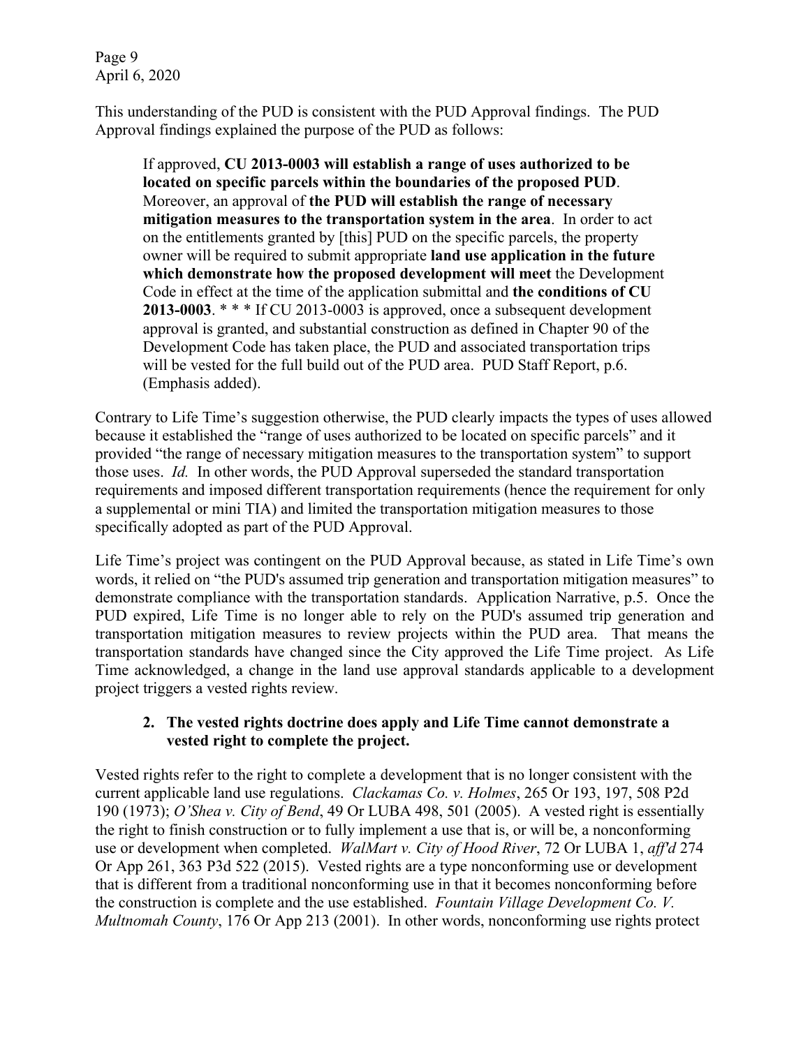This understanding of the PUD is consistent with the PUD Approval findings. The PUD Approval findings explained the purpose of the PUD as follows:

> If approved, **CU 2013-0003 will establish a range of uses authorized to be located on specific parcels within the boundaries of the proposed PUD**. Moreover, an approval of **the PUD will establish the range of necessary mitigation measures to the transportation system in the area**. In order to act on the entitlements granted by [this] PUD on the specific parcels, the property owner will be required to submit appropriate **land use application in the future which demonstrate how the proposed development will meet** the Development Code in effect at the time of the application submittal and **the conditions of CU 2013-0003**. * * * If CU 2013-0003 is approved, once a subsequent development approval is granted, and substantial construction as defined in Chapter 90 of the Development Code has taken place, the PUD and associated transportation trips will be vested for the full build out of the PUD area. PUD Staff Report, p.6. (Emphasis added).

Contrary to Life Time's suggestion otherwise, the PUD clearly impacts the types of uses allowed because it established the "range of uses authorized to be located on specific parcels" and it provided "the range of necessary mitigation measures to the transportation system" to support those uses. *Id.* In other words, the PUD Approval superseded the standard transportation requirements and imposed different transportation requirements (hence the requirement for only a supplemental or mini TIA) and limited the transportation mitigation measures to those specifically adopted as part of the PUD Approval.

Life Time's project was contingent on the PUD Approval because, as stated in Life Time's own words, it relied on "the PUD's assumed trip generation and transportation mitigation measures" to demonstrate compliance with the transportation standards. Application Narrative, p.5. Once the PUD expired, Life Time is no longer able to rely on the PUD's assumed trip generation and transportation mitigation measures to review projects within the PUD area. That means the transportation standards have changed since the City approved the Life Time project. As Life Time acknowledged, a change in the land use approval standards applicable to a development project triggers a vested rights review.

### 2. The vested rights doctrine does apply and Life Time cannot demonstrate a vested right to complete the project.

Vested rights refer to the right to complete a development that is no longer consistent with the current applicable land use regulations. *Clackamas Co. v. Holmes*, 265 Or 193, 197, 508 P2d 190 (1973); *O'Shea v. City of Bend*, 49 Or LUBA 498, 501 (2005). A vested right is essentially the right to finish construction or to fully implement a use that is, or will be, a nonconforming use or development when completed. *WalMart v. City of Hood River*, 72 Or LUBA 1, *aff'd* 274 Or App 261, 363 P3d 522 (2015). Vested rights are a type nonconforming use or development that is different from a traditional nonconforming use in that it becomes nonconforming before the construction is complete and the use established. *Fountain Village Development Co. V. Multnomah County*, 176 Or App 213 (2001). In other words, nonconforming use rights protect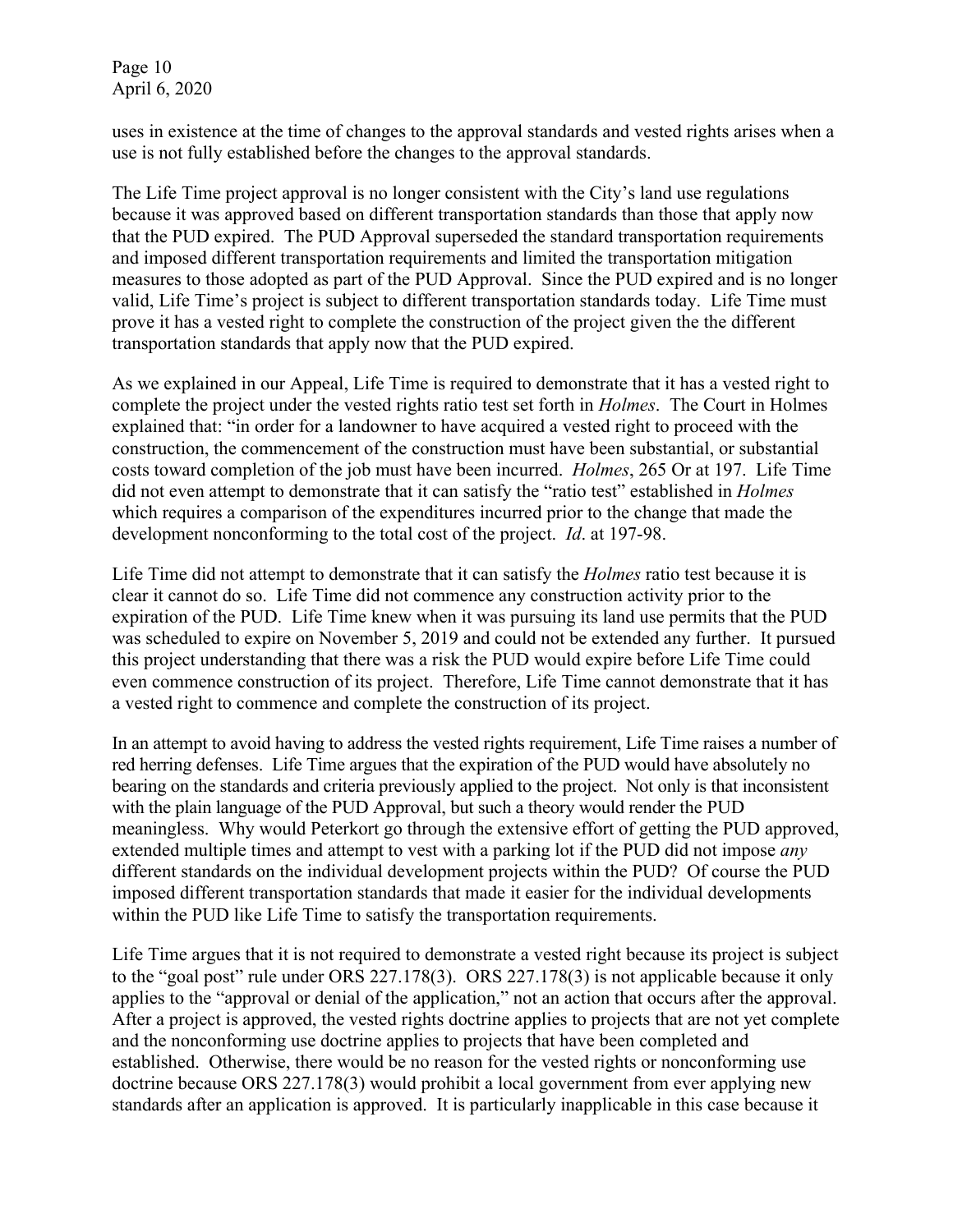uses in existence at the time of changes to the approval standards and vested rights arises when a use is not fully established before the changes to the approval standards.

The Life Time project approval is no longer consistent with the City's land use regulations because it was approved based on different transportation standards than those that apply now that the PUD expired. The PUD Approval superseded the standard transportation requirements and imposed different transportation requirements and limited the transportation mitigation measures to those adopted as part of the PUD Approval. Since the PUD expired and is no longer valid, Life Time's project is subject to different transportation standards today. Life Time must prove it has a vested right to complete the construction of the project given the the different transportation standards that apply now that the PUD expired.

As we explained in our Appeal, Life Time is required to demonstrate that it has a vested right to complete the project under the vested rights ratio test set forth in *Holmes*. The Court in Holmes explained that: "in order for a landowner to have acquired a vested right to proceed with the construction, the commencement of the construction must have been substantial, or substantial costs toward completion of the job must have been incurred. *Holmes*, 265 Or at 197. Life Time did not even attempt to demonstrate that it can satisfy the "ratio test" established in *Holmes* which requires a comparison of the expenditures incurred prior to the change that made the development nonconforming to the total cost of the project. *Id*. at 197-98.

Life Time did not attempt to demonstrate that it can satisfy the *Holmes* ratio test because it is clear it cannot do so. Life Time did not commence any construction activity prior to the expiration of the PUD. Life Time knew when it was pursuing its land use permits that the PUD was scheduled to expire on November 5, 2019 and could not be extended any further. It pursued this project understanding that there was a risk the PUD would expire before Life Time could even commence construction of its project. Therefore, Life Time cannot demonstrate that it has a vested right to commence and complete the construction of its project.

In an attempt to avoid having to address the vested rights requirement, Life Time raises a number of red herring defenses. Life Time argues that the expiration of the PUD would have absolutely no bearing on the standards and criteria previously applied to the project. Not only is that inconsistent with the plain language of the PUD Approval, but such a theory would render the PUD meaningless. Why would Peterkort go through the extensive effort of getting the PUD approved, extended multiple times and attempt to vest with a parking lot if the PUD did not impose *any* different standards on the individual development projects within the PUD? Of course the PUD imposed different transportation standards that made it easier for the individual developments within the PUD like Life Time to satisfy the transportation requirements.

Life Time argues that it is not required to demonstrate a vested right because its project is subject to the "goal post" rule under ORS 227.178(3). ORS 227.178(3) is not applicable because it only applies to the "approval or denial of the application," not an action that occurs after the approval. After a project is approved, the vested rights doctrine applies to projects that are not yet complete and the nonconforming use doctrine applies to projects that have been completed and established. Otherwise, there would be no reason for the vested rights or nonconforming use doctrine because ORS 227.178(3) would prohibit a local government from ever applying new standards after an application is approved. It is particularly inapplicable in this case because it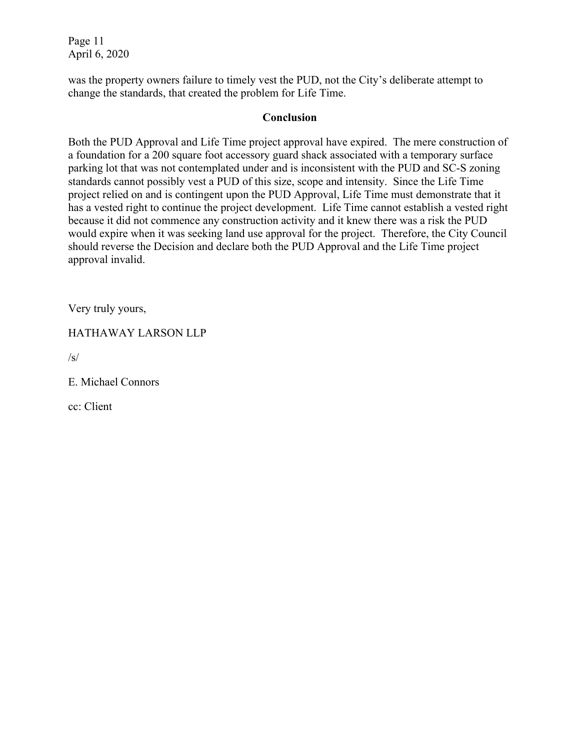was the property owners failure to timely vest the PUD, not the City's deliberate attempt to change the standards, that created the problem for Life Time.

## Conclusion

Both the PUD Approval and Life Time project approval have expired. The mere construction of a foundation for a 200 square foot accessory guard shack associated with a temporary surface parking lot that was not contemplated under and is inconsistent with the PUD and SC-S zoning standards cannot possibly vest a PUD of this size, scope and intensity. Since the Life Time project relied on and is contingent upon the PUD Approval, Life Time must demonstrate that it has a vested right to continue the project development. Life Time cannot establish a vested right because it did not commence any construction activity and it knew there was a risk the PUD would expire when it was seeking land use approval for the project. Therefore, the City Council should reverse the Decision and declare both the PUD Approval and the Life Time project approval invalid.

Very truly yours,

HATHAWAY LARSON LLP

/s/

E. Michael Connors

cc: Client